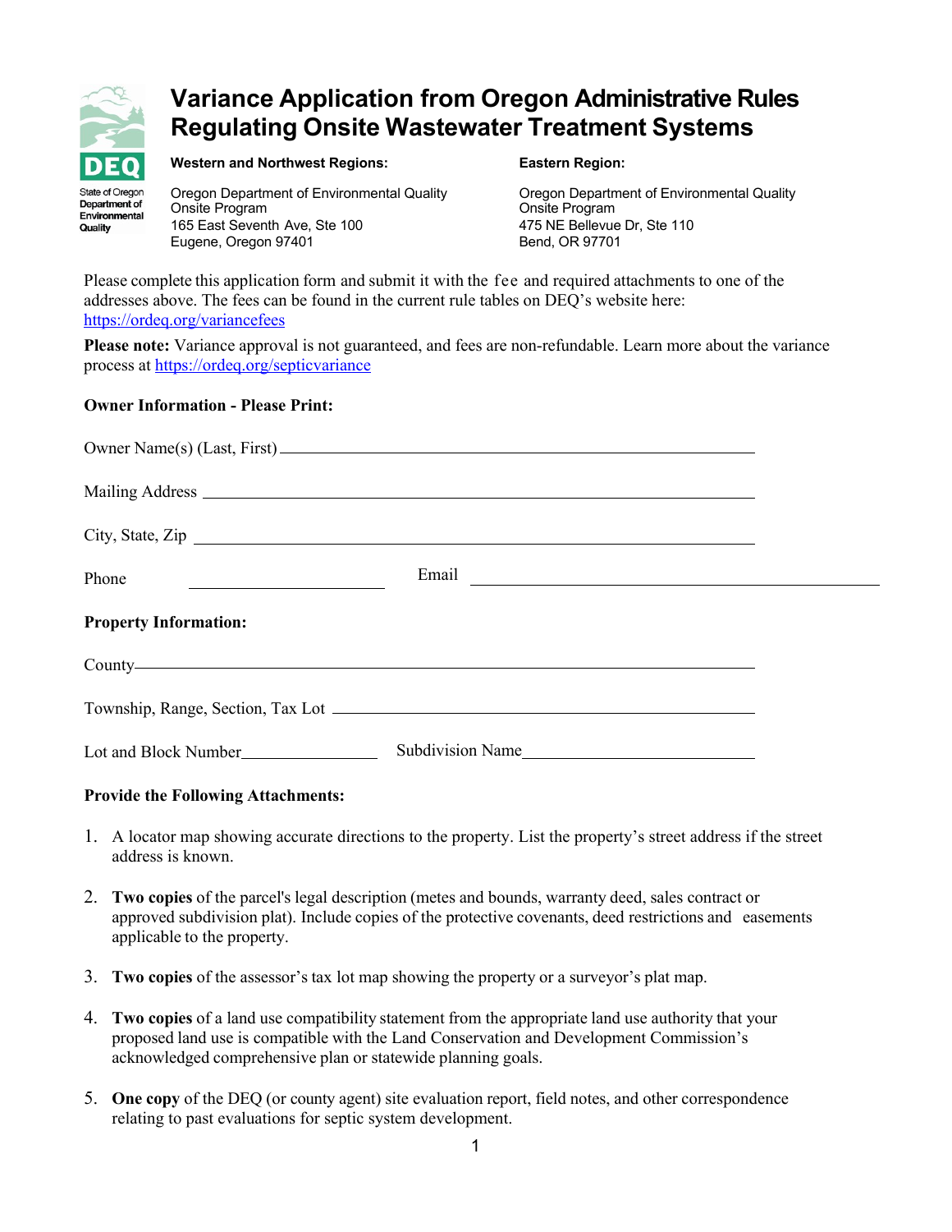# Variance Application from Oregon Administrative Rules Regulating Onsite Wastewater Treatment Systems

**Western and Northwest Regions:**

Oregon Department of Environmental Quality
Onsite Program
165 East Seventh Ave, Ste 100
Eugene, Oregon 97401

**Eastern Region:**

Oregon Department of Environmental Quality
Onsite Program
475 NE Bellevue Dr, Ste 110
Bend, OR 97701

Please complete this application form and submit it with the fee and required attachments to one of the addresses above. The fees can be found in the current rule tables on DEQ's website here: https://ordeq.org/variancefees

**Please note:** Variance approval is not guaranteed, and fees are non-refundable. Learn more about the variance process at https://ordeq.org/septicvariance

**Owner Information - Please Print:**

Owner Name(s) (Last, First) ____________________________________________

Mailing Address ____________________________________________

City, State, Zip ____________________________________________

Phone ____________________ Email ____________________________________________

**Property Information:**

County ____________________________________________

Township, Range, Section, Tax Lot ____________________________________________

Lot and Block Number ______________ Subdivision Name ____________________________

**Provide the Following Attachments:**

1. A locator map showing accurate directions to the property. List the property's street address if the street address is known.
2. **Two copies** of the parcel's legal description (metes and bounds, warranty deed, sales contract or approved subdivision plat). Include copies of the protective covenants, deed restrictions and easements applicable to the property.
3. **Two copies** of the assessor's tax lot map showing the property or a surveyor's plat map.
4. **Two copies** of a land use compatibility statement from the appropriate land use authority that your proposed land use is compatible with the Land Conservation and Development Commission's acknowledged comprehensive plan or statewide planning goals.
5. **One copy** of the DEQ (or county agent) site evaluation report, field notes, and other correspondence relating to past evaluations for septic system development.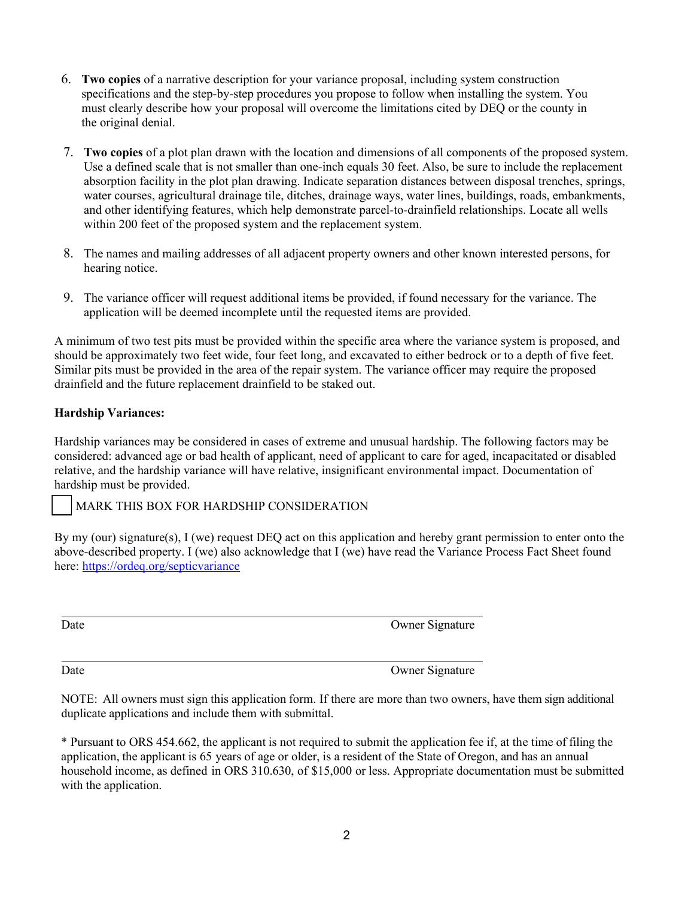6. **Two copies** of a narrative description for your variance proposal, including system construction specifications and the step-by-step procedures you propose to follow when installing the system. You must clearly describe how your proposal will overcome the limitations cited by DEQ or the county in the original denial.

7. **Two copies** of a plot plan drawn with the location and dimensions of all components of the proposed system. Use a defined scale that is not smaller than one-inch equals 30 feet. Also, be sure to include the replacement absorption facility in the plot plan drawing. Indicate separation distances between disposal trenches, springs, water courses, agricultural drainage tile, ditches, drainage ways, water lines, buildings, roads, embankments, and other identifying features, which help demonstrate parcel-to-drainfield relationships. Locate all wells within 200 feet of the proposed system and the replacement system.

8. The names and mailing addresses of all adjacent property owners and other known interested persons, for hearing notice.

9. The variance officer will request additional items be provided, if found necessary for the variance. The application will be deemed incomplete until the requested items are provided.

A minimum of two test pits must be provided within the specific area where the variance system is proposed, and should be approximately two feet wide, four feet long, and excavated to either bedrock or to a depth of five feet. Similar pits must be provided in the area of the repair system. The variance officer may require the proposed drainfield and the future replacement drainfield to be staked out.

**Hardship Variances:**

Hardship variances may be considered in cases of extreme and unusual hardship. The following factors may be considered: advanced age or bad health of applicant, need of applicant to care for aged, incapacitated or disabled relative, and the hardship variance will have relative, insignificant environmental impact. Documentation of hardship must be provided.

☐ MARK THIS BOX FOR HARDSHIP CONSIDERATION

By my (our) signature(s), I (we) request DEQ act on this application and hereby grant permission to enter onto the above-described property. I (we) also acknowledge that I (we) have read the Variance Process Fact Sheet found here: https://ordeq.org/septicvariance

Date ________________________________ Owner Signature

Date ________________________________ Owner Signature

NOTE: All owners must sign this application form. If there are more than two owners, have them sign additional duplicate applications and include them with submittal.

* Pursuant to ORS 454.662, the applicant is not required to submit the application fee if, at the time of filing the application, the applicant is 65 years of age or older, is a resident of the State of Oregon, and has an annual household income, as defined in ORS 310.630, of $15,000 or less. Appropriate documentation must be submitted with the application.